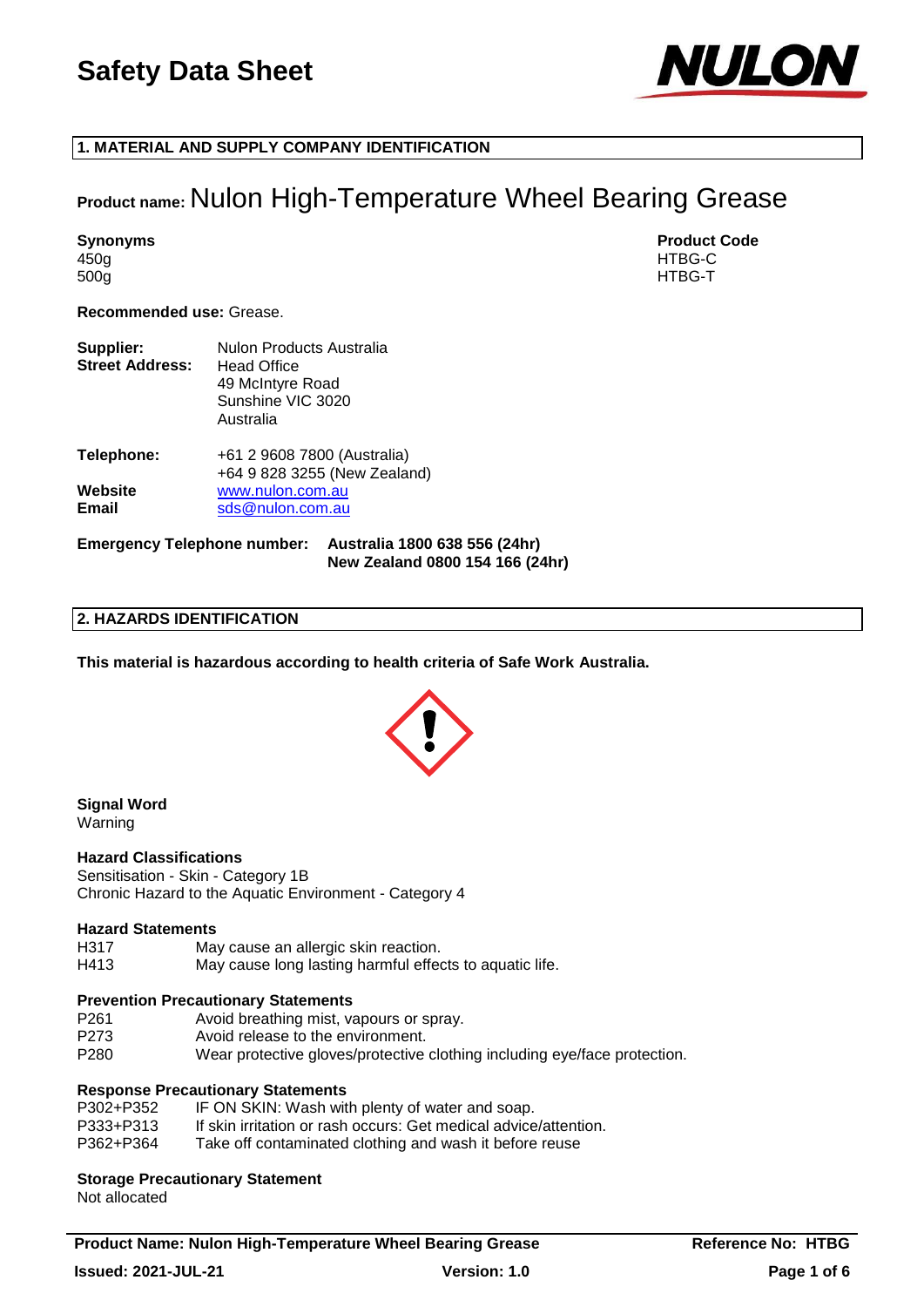# Safety Data Sheet

## 1. MATERIAL AND SUPPLY COMPANY IDENTIFICATION

**Product name:** Nulon High-Temperature Wheel Bearing Grease

| Synonyms | Product Code |
|---|---|
| 450g | HTBG-C |
| 500g | HTBG-T |

**Recommended use:** Grease.

**Supplier:** Nulon Products Australia
**Street Address:** Head Office
49 McIntyre Road
Sunshine VIC 3020
Australia

**Telephone:** +61 2 9608 7800 (Australia)
+64 9 828 3255 (New Zealand)
**Website** www.nulon.com.au
**Email** sds@nulon.com.au

**Emergency Telephone number:** **Australia 1800 638 556 (24hr)**
**New Zealand 0800 154 166 (24hr)**

## 2. HAZARDS IDENTIFICATION

**This material is hazardous according to health criteria of Safe Work Australia.**

**Signal Word**
Warning

**Hazard Classifications**
Sensitisation - Skin - Category 1B
Chronic Hazard to the Aquatic Environment - Category 4

**Hazard Statements**

| | |
|---|---|
| H317 | May cause an allergic skin reaction. |
| H413 | May cause long lasting harmful effects to aquatic life. |

**Prevention Precautionary Statements**

| | |
|---|---|
| P261 | Avoid breathing mist, vapours or spray. |
| P273 | Avoid release to the environment. |
| P280 | Wear protective gloves/protective clothing including eye/face protection. |

**Response Precautionary Statements**

| | |
|---|---|
| P302+P352 | IF ON SKIN: Wash with plenty of water and soap. |
| P333+P313 | If skin irritation or rash occurs: Get medical advice/attention. |
| P362+P364 | Take off contaminated clothing and wash it before reuse |

**Storage Precautionary Statement**
Not allocated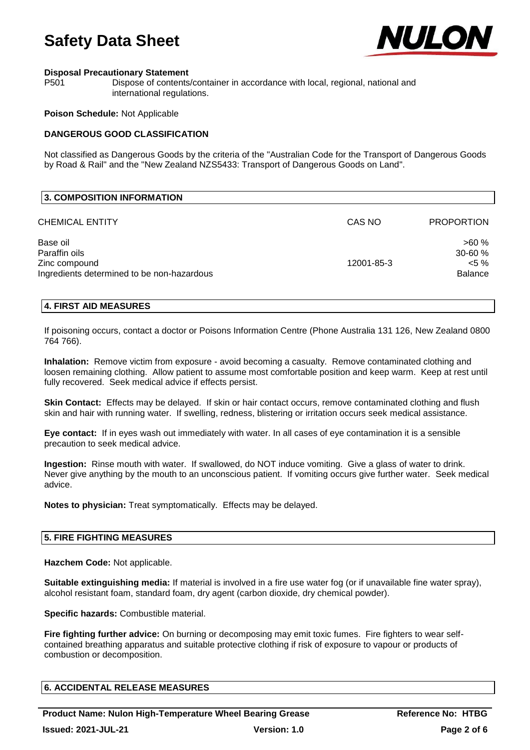**Disposal Precautionary Statement**

P501 Dispose of contents/container in accordance with local, regional, national and international regulations.

**Poison Schedule:** Not Applicable

**DANGEROUS GOOD CLASSIFICATION**

Not classified as Dangerous Goods by the criteria of the "Australian Code for the Transport of Dangerous Goods by Road & Rail" and the "New Zealand NZS5433: Transport of Dangerous Goods on Land".

## 3. COMPOSITION INFORMATION

| CHEMICAL ENTITY | CAS NO | PROPORTION |
|---|---|---|
| Base oil | | >60 % |
| Paraffin oils | | 30-60 % |
| Zinc compound | 12001-85-3 | <5 % |
| Ingredients determined to be non-hazardous | | Balance |

## 4. FIRST AID MEASURES

If poisoning occurs, contact a doctor or Poisons Information Centre (Phone Australia 131 126, New Zealand 0800 764 766).

**Inhalation:** Remove victim from exposure - avoid becoming a casualty. Remove contaminated clothing and loosen remaining clothing. Allow patient to assume most comfortable position and keep warm. Keep at rest until fully recovered. Seek medical advice if effects persist.

**Skin Contact:** Effects may be delayed. If skin or hair contact occurs, remove contaminated clothing and flush skin and hair with running water. If swelling, redness, blistering or irritation occurs seek medical assistance.

**Eye contact:** If in eyes wash out immediately with water. In all cases of eye contamination it is a sensible precaution to seek medical advice.

**Ingestion:** Rinse mouth with water. If swallowed, do NOT induce vomiting. Give a glass of water to drink. Never give anything by the mouth to an unconscious patient. If vomiting occurs give further water. Seek medical advice.

**Notes to physician:** Treat symptomatically. Effects may be delayed.

## 5. FIRE FIGHTING MEASURES

**Hazchem Code:** Not applicable.

**Suitable extinguishing media:** If material is involved in a fire use water fog (or if unavailable fine water spray), alcohol resistant foam, standard foam, dry agent (carbon dioxide, dry chemical powder).

**Specific hazards:** Combustible material.

**Fire fighting further advice:** On burning or decomposing may emit toxic fumes. Fire fighters to wear self-contained breathing apparatus and suitable protective clothing if risk of exposure to vapour or products of combustion or decomposition.

## 6. ACCIDENTAL RELEASE MEASURES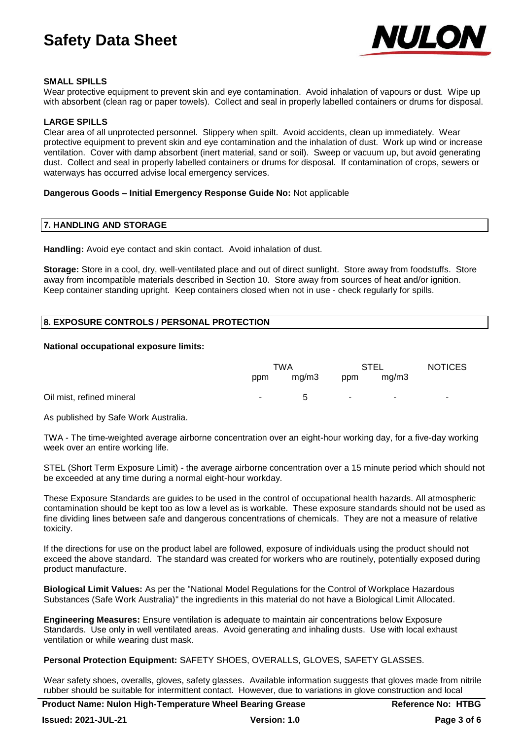**SMALL SPILLS**

Wear protective equipment to prevent skin and eye contamination. Avoid inhalation of vapours or dust. Wipe up with absorbent (clean rag or paper towels). Collect and seal in properly labelled containers or drums for disposal.

**LARGE SPILLS**

Clear area of all unprotected personnel. Slippery when spilt. Avoid accidents, clean up immediately. Wear protective equipment to prevent skin and eye contamination and the inhalation of dust. Work up wind or increase ventilation. Cover with damp absorbent (inert material, sand or soil). Sweep or vacuum up, but avoid generating dust. Collect and seal in properly labelled containers or drums for disposal. If contamination of crops, sewers or waterways has occurred advise local emergency services.

**Dangerous Goods – Initial Emergency Response Guide No:** Not applicable

## 7. HANDLING AND STORAGE

**Handling:** Avoid eye contact and skin contact. Avoid inhalation of dust.

**Storage:** Store in a cool, dry, well-ventilated place and out of direct sunlight. Store away from foodstuffs. Store away from incompatible materials described in Section 10. Store away from sources of heat and/or ignition. Keep container standing upright. Keep containers closed when not in use - check regularly for spills.

## 8. EXPOSURE CONTROLS / PERSONAL PROTECTION

**National occupational exposure limits:**

| | TWA | | STEL | | NOTICES |
|---|---|---|---|---|---|
| | ppm | mg/m3 | ppm | mg/m3 | |
| Oil mist, refined mineral | - | 5 | - | - | - |

As published by Safe Work Australia.

TWA - The time-weighted average airborne concentration over an eight-hour working day, for a five-day working week over an entire working life.

STEL (Short Term Exposure Limit) - the average airborne concentration over a 15 minute period which should not be exceeded at any time during a normal eight-hour workday.

These Exposure Standards are guides to be used in the control of occupational health hazards. All atmospheric contamination should be kept too as low a level as is workable. These exposure standards should not be used as fine dividing lines between safe and dangerous concentrations of chemicals. They are not a measure of relative toxicity.

If the directions for use on the product label are followed, exposure of individuals using the product should not exceed the above standard. The standard was created for workers who are routinely, potentially exposed during product manufacture.

**Biological Limit Values:** As per the "National Model Regulations for the Control of Workplace Hazardous Substances (Safe Work Australia)" the ingredients in this material do not have a Biological Limit Allocated.

**Engineering Measures:** Ensure ventilation is adequate to maintain air concentrations below Exposure Standards. Use only in well ventilated areas. Avoid generating and inhaling dusts. Use with local exhaust ventilation or while wearing dust mask.

**Personal Protection Equipment:** SAFETY SHOES, OVERALLS, GLOVES, SAFETY GLASSES.

Wear safety shoes, overalls, gloves, safety glasses. Available information suggests that gloves made from nitrile rubber should be suitable for intermittent contact. However, due to variations in glove construction and local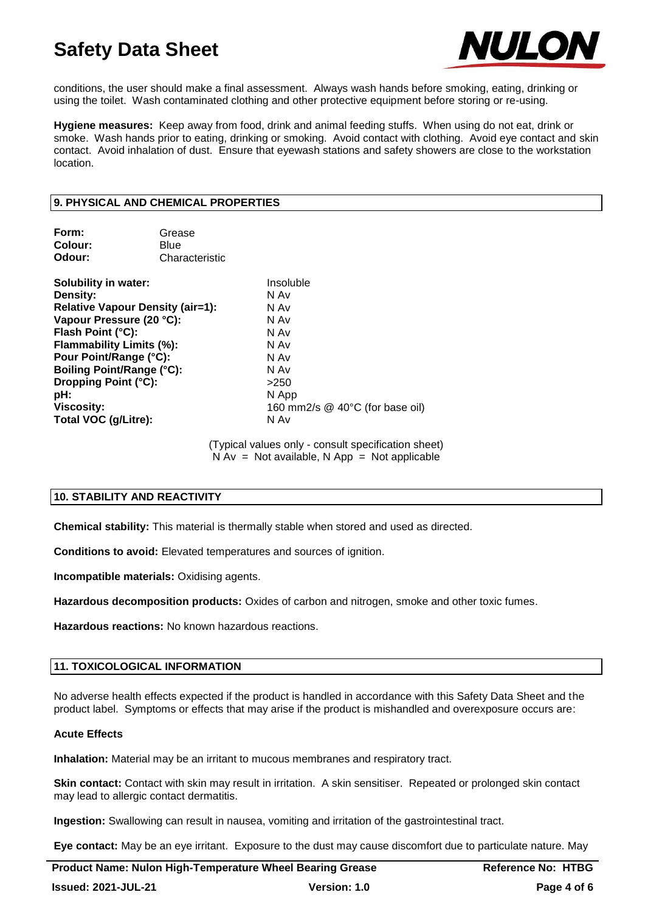conditions, the user should make a final assessment. Always wash hands before smoking, eating, drinking or using the toilet. Wash contaminated clothing and other protective equipment before storing or re-using.

**Hygiene measures:** Keep away from food, drink and animal feeding stuffs. When using do not eat, drink or smoke. Wash hands prior to eating, drinking or smoking. Avoid contact with clothing. Avoid eye contact and skin contact. Avoid inhalation of dust. Ensure that eyewash stations and safety showers are close to the workstation location.

## 9. PHYSICAL AND CHEMICAL PROPERTIES

| | |
|---|---|
| **Form:** | Grease |
| **Colour:** | Blue |
| **Odour:** | Characteristic |

| | |
|---|---|
| **Solubility in water:** | Insoluble |
| **Density:** | N Av |
| **Relative Vapour Density (air=1):** | N Av |
| **Vapour Pressure (20 °C):** | N Av |
| **Flash Point (°C):** | N Av |
| **Flammability Limits (%):** | N Av |
| **Pour Point/Range (°C):** | N Av |
| **Boiling Point/Range (°C):** | N Av |
| **Dropping Point (°C):** | >250 |
| **pH:** | N App |
| **Viscosity:** | 160 mm2/s @ 40°C (for base oil) |
| **Total VOC (g/Litre):** | N Av |

(Typical values only - consult specification sheet)
N Av = Not available, N App = Not applicable

## 10. STABILITY AND REACTIVITY

**Chemical stability:** This material is thermally stable when stored and used as directed.

**Conditions to avoid:** Elevated temperatures and sources of ignition.

**Incompatible materials:** Oxidising agents.

**Hazardous decomposition products:** Oxides of carbon and nitrogen, smoke and other toxic fumes.

**Hazardous reactions:** No known hazardous reactions.

## 11. TOXICOLOGICAL INFORMATION

No adverse health effects expected if the product is handled in accordance with this Safety Data Sheet and the product label. Symptoms or effects that may arise if the product is mishandled and overexposure occurs are:

**Acute Effects**

**Inhalation:** Material may be an irritant to mucous membranes and respiratory tract.

**Skin contact:** Contact with skin may result in irritation. A skin sensitiser. Repeated or prolonged skin contact may lead to allergic contact dermatitis.

**Ingestion:** Swallowing can result in nausea, vomiting and irritation of the gastrointestinal tract.

**Eye contact:** May be an eye irritant. Exposure to the dust may cause discomfort due to particulate nature. May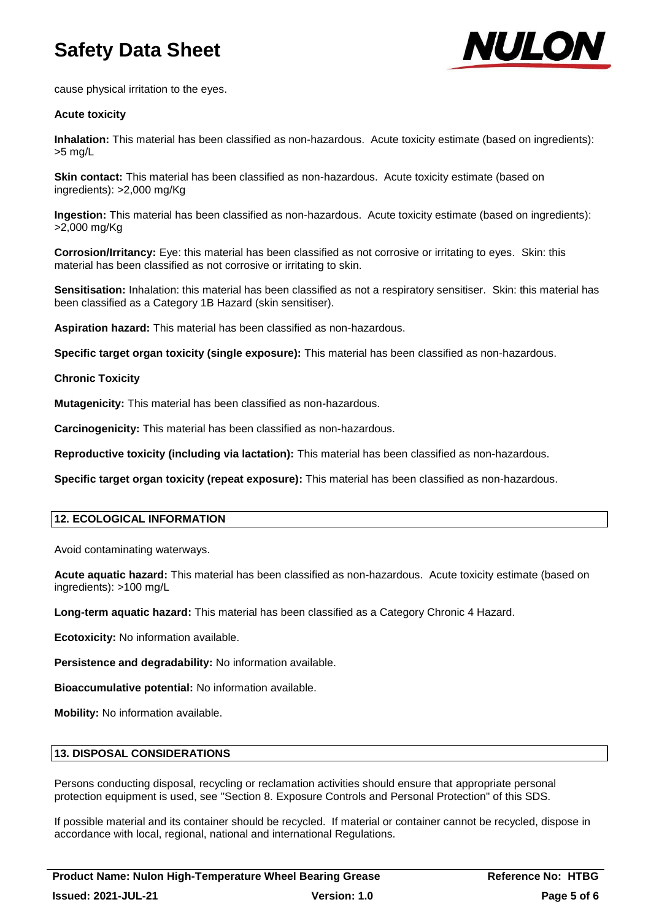cause physical irritation to the eyes.

**Acute toxicity**

**Inhalation:** This material has been classified as non-hazardous. Acute toxicity estimate (based on ingredients): >5 mg/L

**Skin contact:** This material has been classified as non-hazardous. Acute toxicity estimate (based on ingredients): >2,000 mg/Kg

**Ingestion:** This material has been classified as non-hazardous. Acute toxicity estimate (based on ingredients): >2,000 mg/Kg

**Corrosion/Irritancy:** Eye: this material has been classified as not corrosive or irritating to eyes. Skin: this material has been classified as not corrosive or irritating to skin.

**Sensitisation:** Inhalation: this material has been classified as not a respiratory sensitiser. Skin: this material has been classified as a Category 1B Hazard (skin sensitiser).

**Aspiration hazard:** This material has been classified as non-hazardous.

**Specific target organ toxicity (single exposure):** This material has been classified as non-hazardous.

**Chronic Toxicity**

**Mutagenicity:** This material has been classified as non-hazardous.

**Carcinogenicity:** This material has been classified as non-hazardous.

**Reproductive toxicity (including via lactation):** This material has been classified as non-hazardous.

**Specific target organ toxicity (repeat exposure):** This material has been classified as non-hazardous.

## 12. ECOLOGICAL INFORMATION

Avoid contaminating waterways.

**Acute aquatic hazard:** This material has been classified as non-hazardous. Acute toxicity estimate (based on ingredients): >100 mg/L

**Long-term aquatic hazard:** This material has been classified as a Category Chronic 4 Hazard.

**Ecotoxicity:** No information available.

**Persistence and degradability:** No information available.

**Bioaccumulative potential:** No information available.

**Mobility:** No information available.

## 13. DISPOSAL CONSIDERATIONS

Persons conducting disposal, recycling or reclamation activities should ensure that appropriate personal protection equipment is used, see "Section 8. Exposure Controls and Personal Protection" of this SDS.

If possible material and its container should be recycled. If material or container cannot be recycled, dispose in accordance with local, regional, national and international Regulations.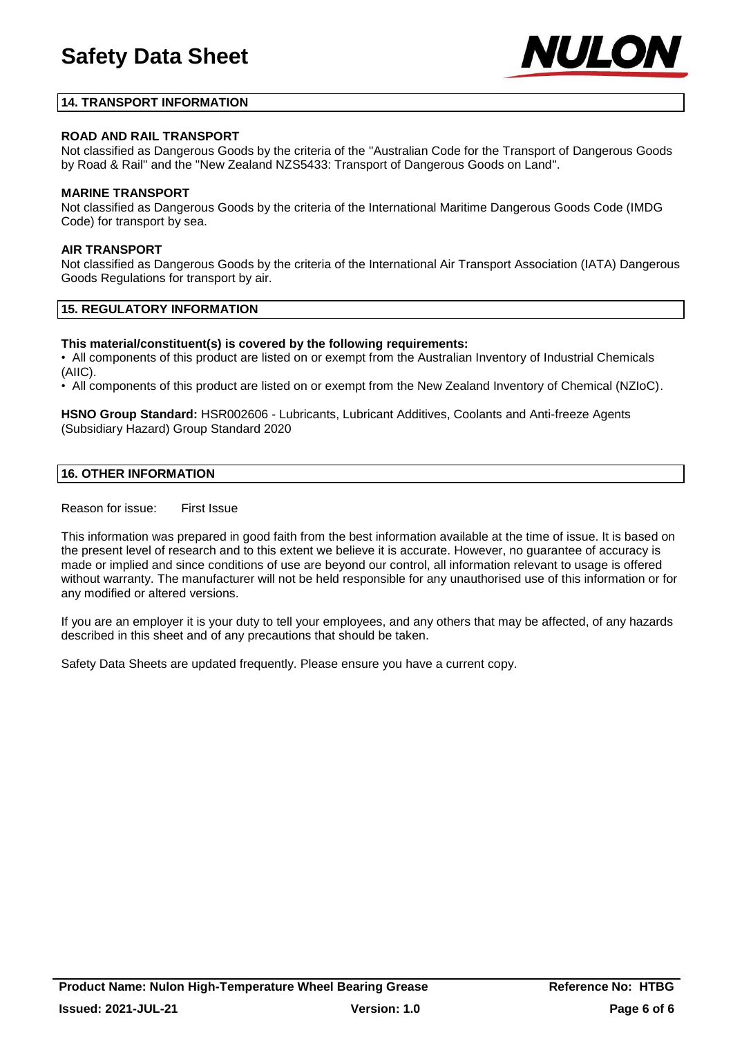## 14. TRANSPORT INFORMATION

**ROAD AND RAIL TRANSPORT**

Not classified as Dangerous Goods by the criteria of the "Australian Code for the Transport of Dangerous Goods by Road & Rail" and the "New Zealand NZS5433: Transport of Dangerous Goods on Land".

**MARINE TRANSPORT**

Not classified as Dangerous Goods by the criteria of the International Maritime Dangerous Goods Code (IMDG Code) for transport by sea.

**AIR TRANSPORT**

Not classified as Dangerous Goods by the criteria of the International Air Transport Association (IATA) Dangerous Goods Regulations for transport by air.

## 15. REGULATORY INFORMATION

**This material/constituent(s) is covered by the following requirements:**

- All components of this product are listed on or exempt from the Australian Inventory of Industrial Chemicals (AIIC).
- All components of this product are listed on or exempt from the New Zealand Inventory of Chemical (NZIoC).

**HSNO Group Standard:** HSR002606 - Lubricants, Lubricant Additives, Coolants and Anti-freeze Agents (Subsidiary Hazard) Group Standard 2020

## 16. OTHER INFORMATION

Reason for issue: First Issue

This information was prepared in good faith from the best information available at the time of issue. It is based on the present level of research and to this extent we believe it is accurate. However, no guarantee of accuracy is made or implied and since conditions of use are beyond our control, all information relevant to usage is offered without warranty. The manufacturer will not be held responsible for any unauthorised use of this information or for any modified or altered versions.

If you are an employer it is your duty to tell your employees, and any others that may be affected, of any hazards described in this sheet and of any precautions that should be taken.

Safety Data Sheets are updated frequently. Please ensure you have a current copy.